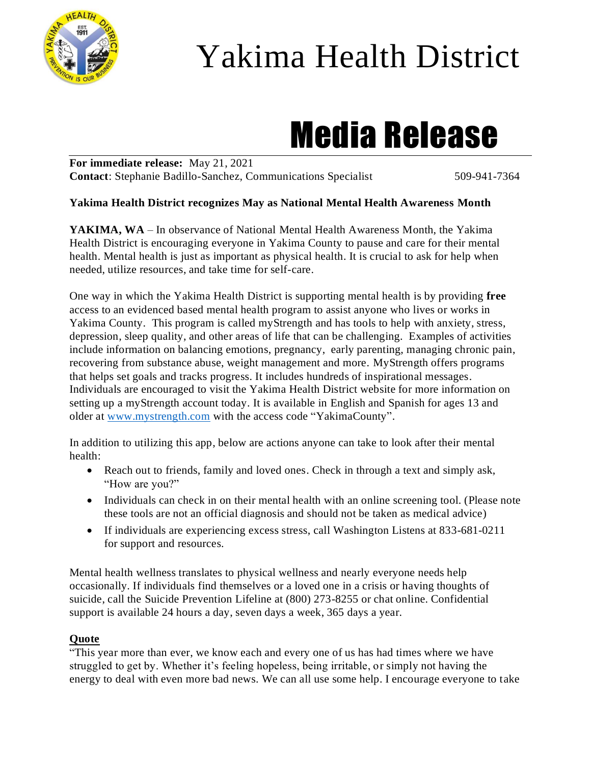# Yakima Health District

# Media Release

**For immediate release:** May 21, 2021
**Contact**: Stephanie Badillo-Sanchez, Communications Specialist 509-941-7364

**Yakima Health District recognizes May as National Mental Health Awareness Month**

**YAKIMA, WA** – In observance of National Mental Health Awareness Month, the Yakima Health District is encouraging everyone in Yakima County to pause and care for their mental health. Mental health is just as important as physical health. It is crucial to ask for help when needed, utilize resources, and take time for self-care.

One way in which the Yakima Health District is supporting mental health is by providing **free** access to an evidenced based mental health program to assist anyone who lives or works in Yakima County. This program is called myStrength and has tools to help with anxiety, stress, depression, sleep quality, and other areas of life that can be challenging. Examples of activities include information on balancing emotions, pregnancy, early parenting, managing chronic pain, recovering from substance abuse, weight management and more. MyStrength offers programs that helps set goals and tracks progress. It includes hundreds of inspirational messages. Individuals are encouraged to visit the Yakima Health District website for more information on setting up a myStrength account today. It is available in English and Spanish for ages 13 and older at [www.mystrength.com](http://www.mystrength.com) with the access code "YakimaCounty".

In addition to utilizing this app, below are actions anyone can take to look after their mental health:

- Reach out to friends, family and loved ones. Check in through a text and simply ask, "How are you?"
- Individuals can check in on their mental health with an online screening tool. (Please note these tools are not an official diagnosis and should not be taken as medical advice)
- If individuals are experiencing excess stress, call Washington Listens at 833-681-0211 for support and resources.

Mental health wellness translates to physical wellness and nearly everyone needs help occasionally. If individuals find themselves or a loved one in a crisis or having thoughts of suicide, call the Suicide Prevention Lifeline at (800) 273-8255 or chat online. Confidential support is available 24 hours a day, seven days a week, 365 days a year.

**Quote**

"This year more than ever, we know each and every one of us has had times where we have struggled to get by. Whether it's feeling hopeless, being irritable, or simply not having the energy to deal with even more bad news. We can all use some help. I encourage everyone to take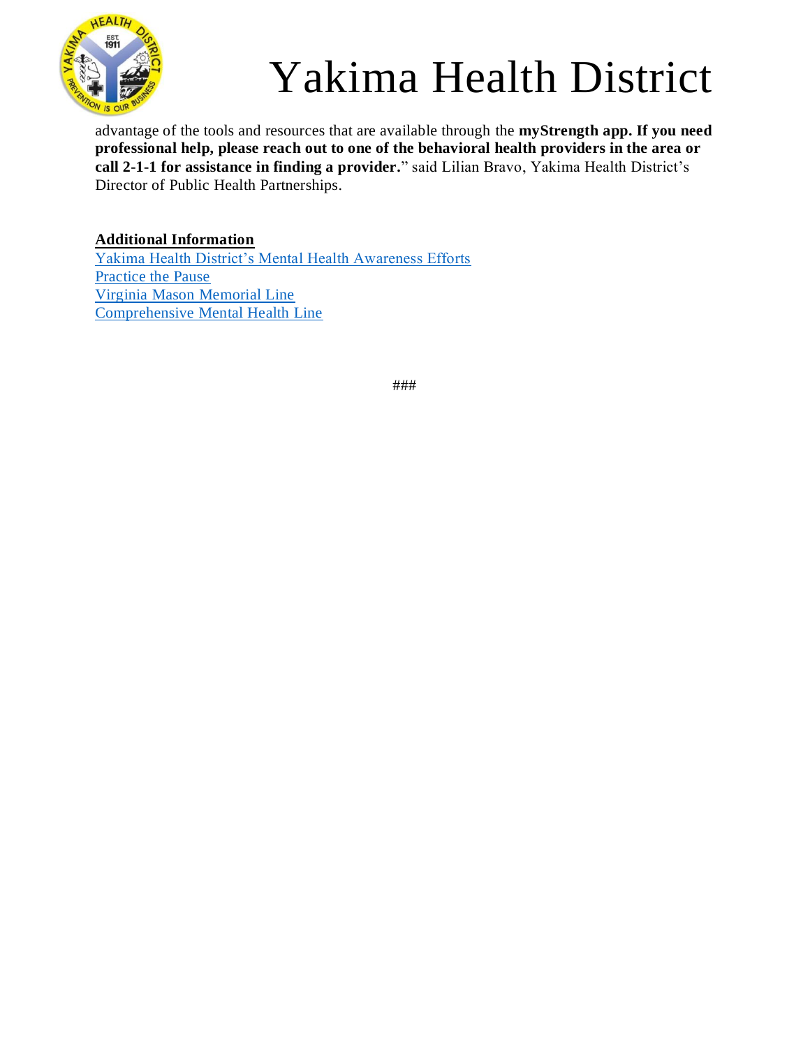advantage of the tools and resources that are available through the **myStrength app. If you need professional help, please reach out to one of the behavioral health providers in the area or call 2-1-1 for assistance in finding a provider.**" said Lilian Bravo, Yakima Health District's Director of Public Health Partnerships.

**Additional Information**

Yakima Health District's Mental Health Awareness Efforts
Practice the Pause
Virginia Mason Memorial Line
Comprehensive Mental Health Line

###